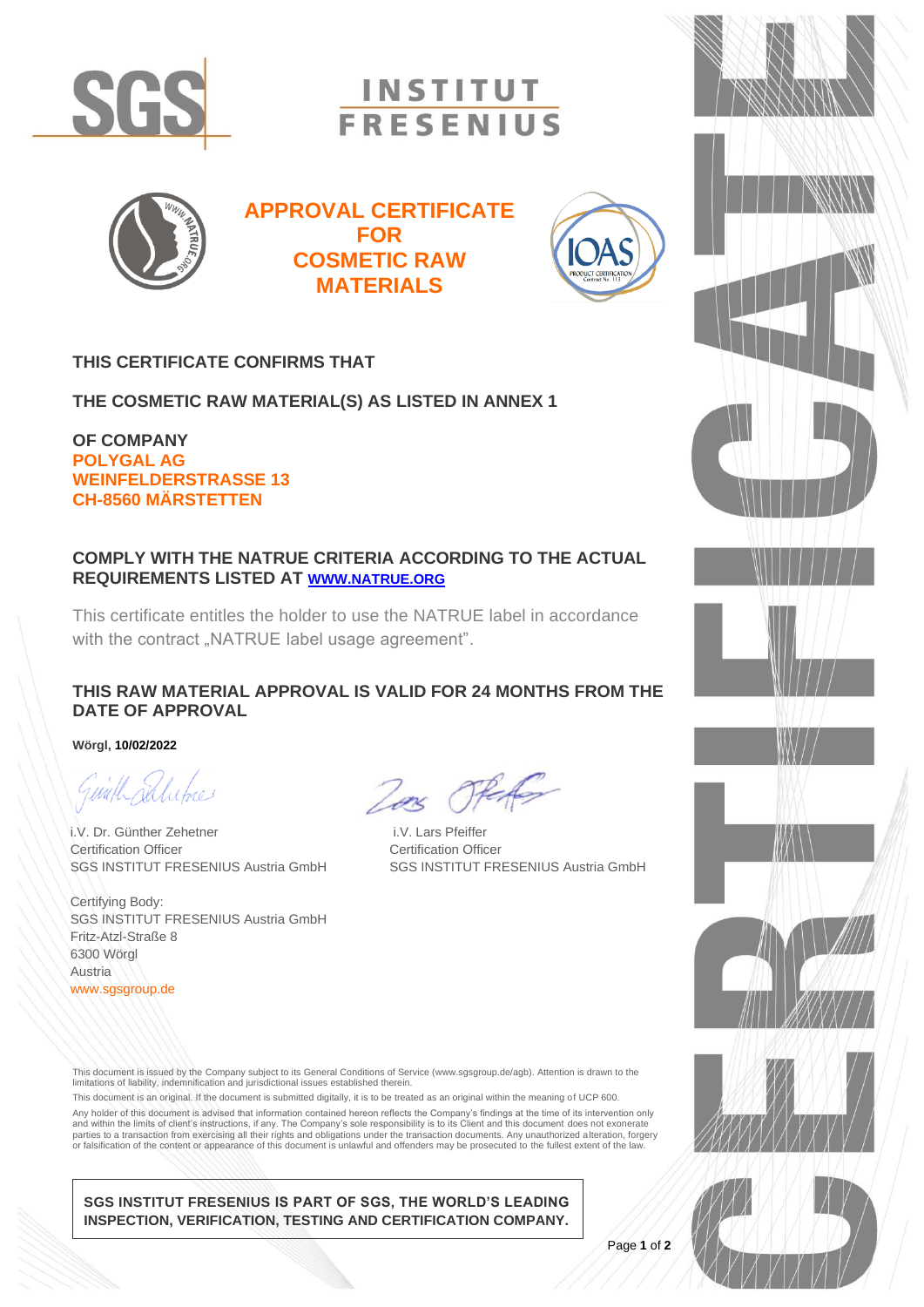SGS

INSTITUT FRESENIUS

# APPROVAL CERTIFICATE FOR COSMETIC RAW MATERIALS

**THIS CERTIFICATE CONFIRMS THAT**

**THE COSMETIC RAW MATERIAL(S) AS LISTED IN ANNEX 1**

**OF COMPANY**
**POLYGAL AG**
**WEINFELDERSTRASSE 13**
**CH-8560 MÄRSTETTEN**

**COMPLY WITH THE NATRUE CRITERIA ACCORDING TO THE ACTUAL REQUIREMENTS LISTED AT [WWW.NATRUE.ORG](http://www.natrue.org)**

This certificate entitles the holder to use the NATRUE label in accordance with the contract „NATRUE label usage agreement".

**THIS RAW MATERIAL APPROVAL IS VALID FOR 24 MONTHS FROM THE DATE OF APPROVAL**

**Wörgl, 10/02/2022**

i.V. Dr. Günther Zehetner
Certification Officer
SGS INSTITUT FRESENIUS Austria GmbH

i.V. Lars Pfeiffer
Certification Officer
SGS INSTITUT FRESENIUS Austria GmbH

Certifying Body:
SGS INSTITUT FRESENIUS Austria GmbH
Fritz-Atzl-Straße 8
6300 Wörgl
Austria
www.sgsgroup.de

This document is issued by the Company subject to its General Conditions of Service (www.sgsgroup.de/agb). Attention is drawn to the limitations of liability, indemnification and jurisdictional issues established therein.

This document is an original. If the document is submitted digitally, it is to be treated as an original within the meaning of UCP 600.

Any holder of this document is advised that information contained hereon reflects the Company's findings at the time of its intervention only and within the limits of client's instructions, if any. The Company's sole responsibility is to its Client and this document does not exonerate parties to a transaction from exercising all their rights and obligations under the transaction documents. Any unauthorized alteration, forgery or falsification of the content or appearance of this document is unlawful and offenders may be prosecuted to the fullest extent of the law.

**SGS INSTITUT FRESENIUS IS PART OF SGS, THE WORLD'S LEADING INSPECTION, VERIFICATION, TESTING AND CERTIFICATION COMPANY.**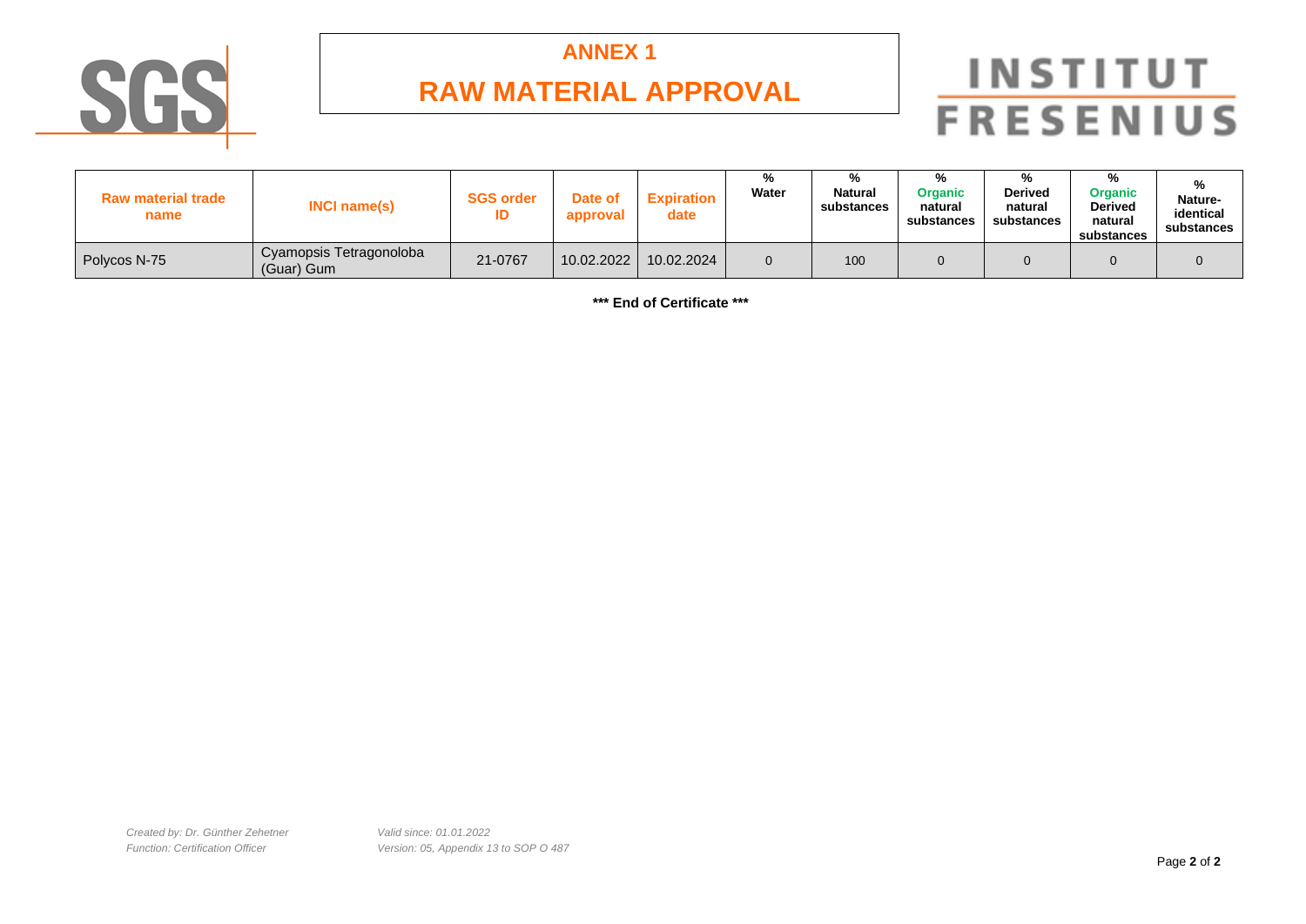# ANNEX 1

## RAW MATERIAL APPROVAL

| Raw material trade name | INCI name(s) | SGS order ID | Date of approval | Expiration date | % Water | % Natural substances | % Organic natural substances | % Derived natural substances | % Organic Derived natural substances | % Nature-identical substances |
|---|---|---|---|---|---|---|---|---|---|---|
| Polycos N-75 | Cyamopsis Tetragonoloba (Guar) Gum | 21-0767 | 10.02.2022 | 10.02.2024 | 0 | 100 | 0 | 0 | 0 | 0 |

**\*\*\* End of Certificate \*\*\***

*Created by: Dr. Günther Zehetner*
*Function: Certification Officer*

*Valid since: 01.01.2022*
*Version: 05, Appendix 13 to SOP O 487*